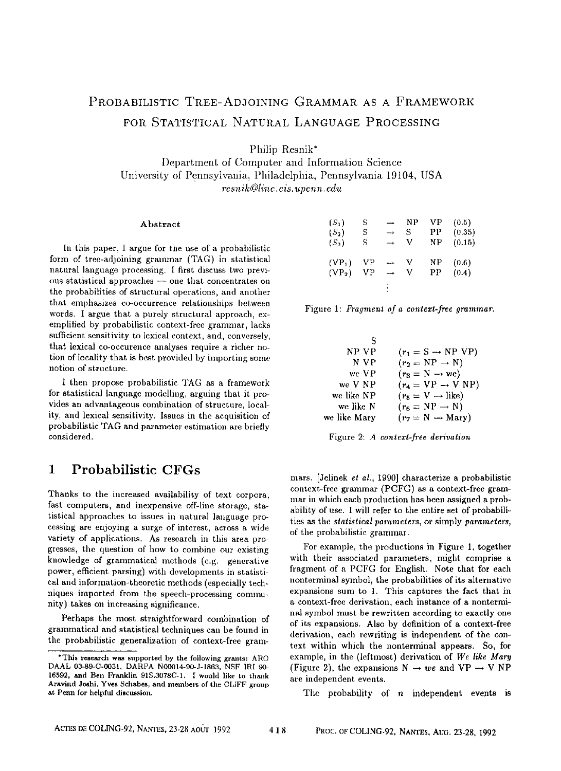# Probabilistic Tree-Adjoining Grammar as a Framework for Statistical Natural Language Processing

Philip Resnik*

Department of Computer and Information Science
University of Pennsylvania, Philadelphia, Pennsylvania 19104, USA
*resnik@linc.cis.upenn.edu*

### Abstract

In this paper, I argue for the use of a probabilistic form of tree-adjoining grammar (TAG) in statistical natural language processing. I first discuss two previous statistical approaches — one that concentrates on the probabilities of structural operations, and another that emphasizes co-occurrence relationships between words. I argue that a purely structural approach, exemplified by probabilistic context-free grammar, lacks sufficient sensitivity to lexical context, and, conversely, that lexical co-occurence analyses require a richer notion of locality that is best provided by importing some notion of structure.

I then propose probabilistic TAG as a framework for statistical language modelling, arguing that it provides an advantageous combination of structure, locality, and lexical sensitivity. Issues in the acquisition of probabilistic TAG and parameter estimation are briefly considered.

## 1 Probabilistic CFGs

Thanks to the increased availability of text corpora, fast computers, and inexpensive off-line storage, statistical approaches to issues in natural language processing are enjoying a surge of interest, across a wide variety of applications. As research in this area progresses, the question of how to combine our existing knowledge of grammatical methods (e.g. generative power, efficient parsing) with developments in statistical and information-theoretic methods (especially techniques imported from the speech-processing community) takes on increasing significance.

Perhaps the most straightforward combination of grammatical and statistical techniques can be found in the probabilistic generalization of context-free grammars. [Jelinek *et al.*, 1990] characterize a probabilistic context-free grammar (PCFG) as a context-free grammar in which each production has been assigned a probability of use. I will refer to the entire set of probabilities as the *statistical parameters*, or simply *parameters*, of the probabilistic grammar.

| | | | | | |
|---|---|---|---|---|---|
| ($S_1$) | S | → | NP | VP | (0.5) |
| ($S_2$) | S | → | S | PP | (0.35) |
| ($S_3$) | S | → | V | NP | (0.15) |
| ($VP_1$) | VP | → | V | NP | (0.6) |
| ($VP_2$) | VP | → | V | PP | (0.4) |
| | | ⋮ | | | |

Figure 1: *Fragment of a context-free grammar.*

| | |
|---|---|
| S | |
| NP VP | ($r_1$ = S → NP VP) |
| N VP | ($r_2$ = NP → N) |
| we VP | ($r_3$ = N → we) |
| we V NP | ($r_4$ = VP → V NP) |
| we like NP | ($r_5$ = V → like) |
| we like N | ($r_6$ = NP → N) |
| we like Mary | ($r_7$ = N → Mary) |

Figure 2: *A context-free derivation*

For example, the productions in Figure 1, together with their associated parameters, might comprise a fragment of a PCFG for English. Note that for each nonterminal symbol, the probabilities of its alternative expansions sum to 1. This captures the fact that in a context-free derivation, each instance of a nonterminal symbol must be rewritten according to exactly one of its expansions. Also by definition of a context-free derivation, each rewriting is independent of the context within which the nonterminal appears. So, for example, in the (leftmost) derivation of *We like Mary* (Figure 2), the expansions N → *we* and VP → V NP are independent events.

The probability of $n$ independent events is

---

*This research was supported by the following grants: ARO DAAL 03-89-C-0031, DARPA N00014-90-J-1863, NSF IRI 90-16592, and Ben Franklin 91S.3078C-1. I would like to thank Aravind Joshi, Yves Schabes, and members of the CLiFF group at Penn for helpful discussion.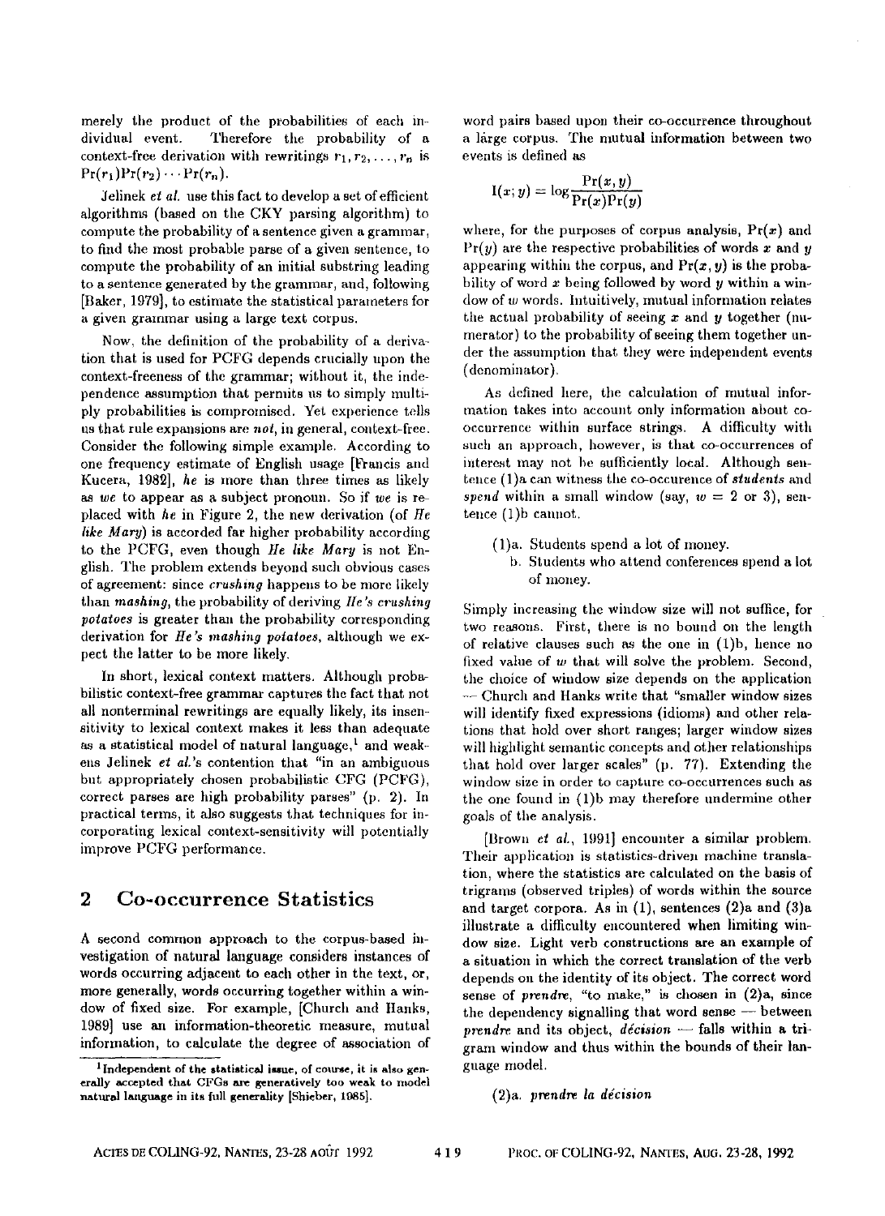merely the product of the probabilities of each individual event. Therefore the probability of a context-free derivation with rewritings $r_1, r_2, \ldots, r_n$ is $\Pr(r_1)\Pr(r_2)\cdots\Pr(r_n)$.

Jelinek *et al.* use this fact to develop a set of efficient algorithms (based on the CKY parsing algorithm) to compute the probability of a sentence given a grammar, to find the most probable parse of a given sentence, to compute the probability of an initial substring leading to a sentence generated by the grammar, and, following [Baker, 1979], to estimate the statistical parameters for a given grammar using a large text corpus.

Now, the definition of the probability of a derivation that is used for PCFG depends crucially upon the context-freeness of the grammar; without it, the independence assumption that permits us to simply multiply probabilities is compromised. Yet experience tells us that rule expansions are *not*, in general, context-free. Consider the following simple example. According to one frequency estimate of English usage [Francis and Kucera, 1982], *he* is more than three times as likely as *we* to appear as a subject pronoun. So if *we* is replaced with *he* in Figure 2, the new derivation (of *He like Mary*) is accorded far higher probability according to the PCFG, even though *He like Mary* is not English. The problem extends beyond such obvious cases of agreement: since *crushing* happens to be more likely than *mashing*, the probability of deriving *He's crushing potatoes* is greater than the probability corresponding derivation for *He's mashing potatoes*, although we expect the latter to be more likely.

In short, lexical context matters. Although probabilistic context-free grammar captures the fact that not all nonterminal rewritings are equally likely, its insensitivity to lexical context makes it less than adequate as a statistical model of natural language,[1] and weakens Jelinek *et al.*'s contention that "in an ambiguous but appropriately chosen probabilistic CFG (PCFG), correct parses are high probability parses" (p. 2). In practical terms, it also suggests that techniques for incorporating lexical context-sensitivity will potentially improve PCFG performance.

## 2 Co-occurrence Statistics

A second common approach to the corpus-based investigation of natural language considers instances of words occurring adjacent to each other in the text, or, more generally, words occurring together within a window of fixed size. For example, [Church and Hanks, 1989] use an information-theoretic measure, mutual information, to calculate the degree of association of word pairs based upon their co-occurrence throughout a large corpus. The mutual information between two events is defined as

$$I(x;y) = \log \frac{\Pr(x,y)}{\Pr(x)\Pr(y)}$$

where, for the purposes of corpus analysis, $\Pr(x)$ and $\Pr(y)$ are the respective probabilities of words $x$ and $y$ appearing within the corpus, and $\Pr(x,y)$ is the probability of word $x$ being followed by word $y$ within a window of $w$ words. Intuitively, mutual information relates the actual probability of seeing $x$ and $y$ together (numerator) to the probability of seeing them together under the assumption that they were independent events (denominator).

As defined here, the calculation of mutual information takes into account only information about co-occurrence within surface strings. A difficulty with such an approach, however, is that co-occurrences of interest may not be sufficiently local. Although sentence (1)a can witness the co-occurence of *students* and *spend* within a small window (say, $w = 2$ or 3), sentence (1)b cannot.

(1)a. Students spend a lot of money.
b. Students who attend conferences spend a lot of money.

Simply increasing the window size will not suffice, for two reasons. First, there is no bound on the length of relative clauses such as the one in (1)b, hence no fixed value of $w$ that will solve the problem. Second, the choice of window size depends on the application — Church and Hanks write that "smaller window sizes will identify fixed expressions (idioms) and other relations that hold over short ranges; larger window sizes will highlight semantic concepts and other relationships that hold over larger scales" (p. 77). Extending the window size in order to capture co-occurrences such as the one found in (1)b may therefore undermine other goals of the analysis.

[Brown *et al.*, 1991] encounter a similar problem. Their application is statistics-driven machine translation, where the statistics are calculated on the basis of trigrams (observed triples) of words within the source and target corpora. As in (1), sentences (2)a and (3)a illustrate a difficulty encountered when limiting window size. Light verb constructions are an example of a situation in which the correct translation of the verb depends on the identity of its object. The correct word sense of *prendre*, "to make," is chosen in (2)a, since the dependency signalling that word sense — between *prendre* and its object, *décision* — falls within a trigram window and thus within the bounds of their language model.

(2)a. *prendre la décision*

[1] Independent of the statistical issue, of course, it is also generally accepted that CFGs are generatively too weak to model natural language in its full generality [Shieber, 1985].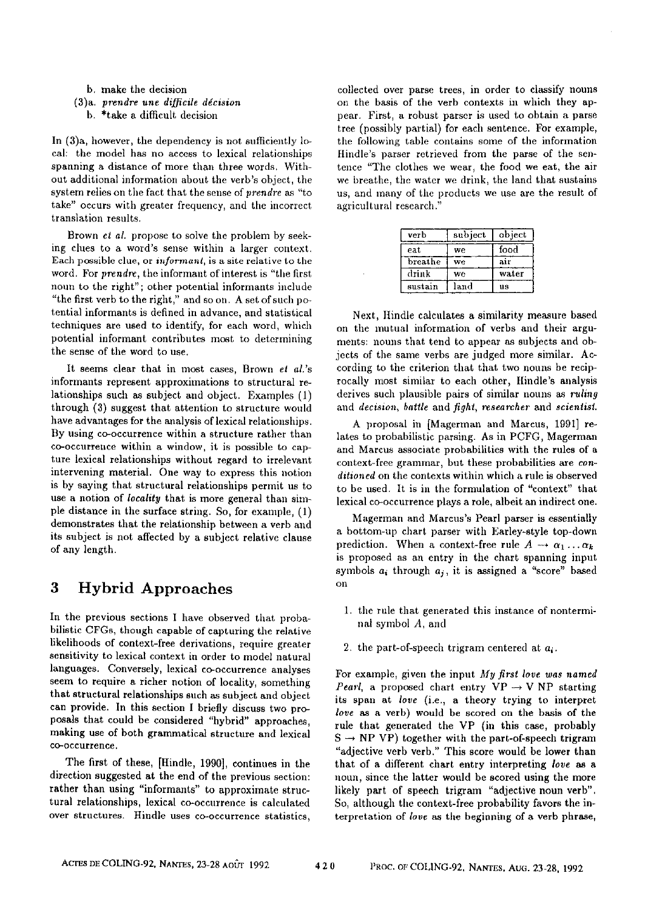b. make the decision

(3)a. *prendre une difficile décision*

b. *take a difficult decision

In (3)a, however, the dependency is not sufficiently local: the model has no access to lexical relationships spanning a distance of more than three words. Without additional information about the verb's object, the system relies on the fact that the sense of *prendre* as "to take" occurs with greater frequency, and the incorrect translation results.

Brown *et al.* propose to solve the problem by seeking clues to a word's sense within a larger context. Each possible clue, or *informant*, is a site relative to the word. For *prendre*, the informant of interest is "the first noun to the right"; other potential informants include "the first verb to the right," and so on. A set of such potential informants is defined in advance, and statistical techniques are used to identify, for each word, which potential informant contributes most to determining the sense of the word to use.

It seems clear that in most cases, Brown *et al.*'s informants represent approximations to structural relationships such as subject and object. Examples (1) through (3) suggest that attention to structure would have advantages for the analysis of lexical relationships. By using co-occurrence within a structure rather than co-occurrence within a window, it is possible to capture lexical relationships without regard to irrelevant intervening material. One way to express this notion is by saying that structural relationships permit us to use a notion of *locality* that is more general than simple distance in the surface string. So, for example, (1) demonstrates that the relationship between a verb and its subject is not affected by a subject relative clause of any length.

## 3 Hybrid Approaches

In the previous sections I have observed that probabilistic CFGs, though capable of capturing the relative likelihoods of context-free derivations, require greater sensitivity to lexical context in order to model natural languages. Conversely, lexical co-occurrence analyses seem to require a richer notion of locality, something that structural relationships such as subject and object can provide. In this section I briefly discuss two proposals that could be considered "hybrid" approaches, making use of both grammatical structure and lexical co-occurrence.

The first of these, [Hindle, 1990], continues in the direction suggested at the end of the previous section: rather than using "informants" to approximate structural relationships, lexical co-occurrence is calculated over structures. Hindle uses co-occurrence statistics, collected over parse trees, in order to classify nouns on the basis of the verb contexts in which they appear. First, a robust parser is used to obtain a parse tree (possibly partial) for each sentence. For example, the following table contains some of the information Hindle's parser retrieved from the parse of the sentence "The clothes we wear, the food we eat, the air we breathe, the water we drink, the land that sustains us, and many of the products we use are the result of agricultural research."

| verb | subject | object |
|---|---|---|
| eat | we | food |
| breathe | we | air |
| drink | we | water |
| sustain | land | us |

Next, Hindle calculates a similarity measure based on the mutual information of verbs and their arguments: nouns that tend to appear as subjects and objects of the same verbs are judged more similar. According to the criterion that that two nouns be reciprocally most similar to each other, Hindle's analysis derives such plausible pairs of similar nouns as *ruling* and *decision*, *battle* and *fight*, *researcher* and *scientist*.

A proposal in [Magerman and Marcus, 1991] relates to probabilistic parsing. As in PCFG, Magerman and Marcus associate probabilities with the rules of a context-free grammar, but these probabilities are *conditioned* on the contexts within which a rule is observed to be used. It is in the formulation of "context" that lexical co-occurrence plays a role, albeit an indirect one.

Magerman and Marcus's Pearl parser is essentially a bottom-up chart parser with Earley-style top-down prediction. When a context-free rule $A \rightarrow \alpha_1 \ldots \alpha_k$ is proposed as an entry in the chart spanning input symbols $a_i$ through $a_j$, it is assigned a "score" based on

1. the rule that generated this instance of nonterminal symbol $A$, and
2. the part-of-speech trigram centered at $a_i$.

For example, given the input *My first love was named Pearl*, a proposed chart entry VP $\rightarrow$ V NP starting its span at *love* (i.e., a theory trying to interpret *love* as a verb) would be scored on the basis of the rule that generated the VP (in this case, probably S $\rightarrow$ NP VP) together with the part-of-speech trigram "adjective verb verb." This score would be lower than that of a different chart entry interpreting *love* as a noun, since the latter would be scored using the more likely part of speech trigram "adjective noun verb". So, although the context-free probability favors the interpretation of *love* as the beginning of a verb phrase,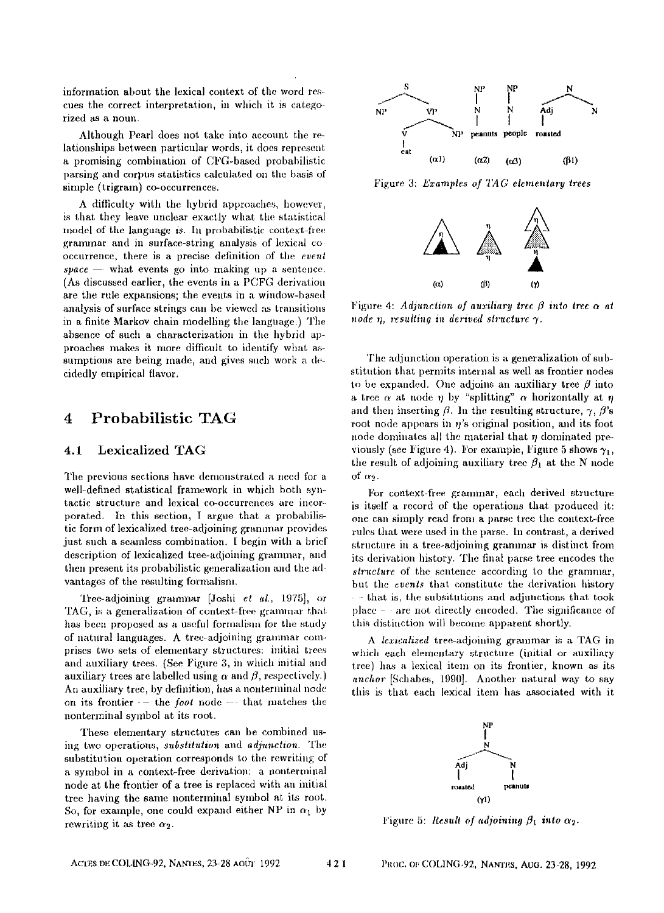information about the lexical context of the word rescues the correct interpretation, in which it is categorized as a noun.

Although Pearl does not take into account the relationships between particular words, it does represent a promising combination of CFG-based probabilistic parsing and corpus statistics calculated on the basis of simple (trigram) co-occurrences.

A difficulty with the hybrid approaches, however, is that they leave unclear exactly what the statistical model of the language *is*. In probabilistic context-free grammar and in surface-string analysis of lexical co-occurrence, there is a precise definition of the *event space* — what events go into making up a sentence. (As discussed earlier, the events in a PCFG derivation are the rule expansions; the events in a window-based analysis of surface strings can be viewed as transitions in a finite Markov chain modelling the language.) The absence of such a characterization in the hybrid approaches makes it more difficult to identify what assumptions are being made, and gives such work a decidedly empirical flavor.

# 4 Probabilistic TAG

## 4.1 Lexicalized TAG

The previous sections have demonstrated a need for a well-defined statistical framework in which both syntactic structure and lexical co-occurrences are incorporated. In this section, I argue that a probabilistic form of lexicalized tree-adjoining grammar provides just such a seamless combination. I begin with a brief description of lexicalized tree-adjoining grammar, and then present its probabilistic generalization and the advantages of the resulting formalism.

Tree-adjoining grammar [Joshi *et al.*, 1975], or TAG, is a generalization of context-free grammar that has been proposed as a useful formalism for the study of natural languages. A tree-adjoining grammar comprises two sets of elementary structures: initial trees and auxiliary trees. (See Figure 3, in which initial and auxiliary trees are labelled using $\alpha$ and $\beta$, respectively.) An auxiliary tree, by definition, has a nonterminal node on its frontier — the *foot* node — that matches the nonterminal symbol at its root.

These elementary structures can be combined using two operations, *substitution* and *adjunction*. The substitution operation corresponds to the rewriting of a symbol in a context-free derivation: a nonterminal node at the frontier of a tree is replaced with an initial tree having the same nonterminal symbol at its root. So, for example, one could expand either NP in $\alpha_1$ by rewriting it as tree $\alpha_2$.

Figure 3: *Examples of TAG elementary trees*

Figure 4: *Adjunction of auxiliary tree $\beta$ into tree $\alpha$ at node $\eta$, resulting in derived structure $\gamma$.*

The adjunction operation is a generalization of substitution that permits internal as well as frontier nodes to be expanded. One adjoins an auxiliary tree $\beta$ into a tree $\alpha$ at node $\eta$ by "splitting" $\alpha$ horizontally at $\eta$ and then inserting $\beta$. In the resulting structure, $\gamma$, $\beta$'s root node appears in $\eta$'s original position, and its foot node dominates all the material that $\eta$ dominated previously (see Figure 4). For example, Figure 5 shows $\gamma_1$, the result of adjoining auxiliary tree $\beta_1$ at the N node of $\alpha_2$.

For context-free grammar, each derived structure is itself a record of the operations that produced it: one can simply read from a parse tree the context-free rules that were used in the parse. In contrast, a derived structure in a tree-adjoining grammar is distinct from its derivation history. The final parse tree encodes the *structure* of the sentence according to the grammar, but the *events* that constitute the derivation history — that is, the subsitutions and adjunctions that took place — are not directly encoded. The significance of this distinction will become apparent shortly.

A *lexicalized* tree-adjoining grammar is a TAG in which each elementary structure (initial or auxiliary tree) has a lexical item on its frontier, known as its *anchor* [Schabes, 1990]. Another natural way to say this is that each lexical item has associated with it

Figure 5: *Result of adjoining $\beta_1$ into $\alpha_2$.*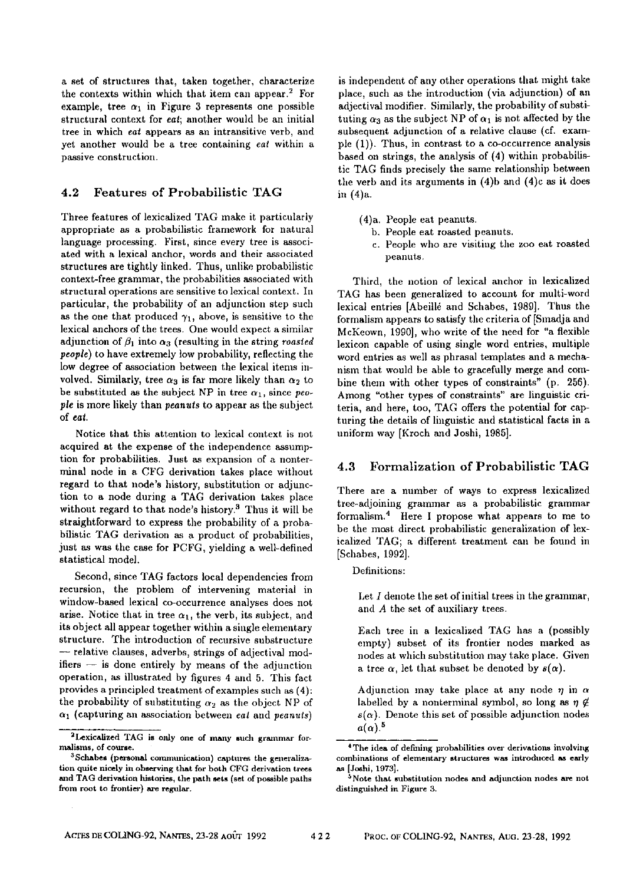a set of structures that, taken together, characterize the contexts within which that item can appear.[2] For example, tree $\alpha_1$ in Figure 3 represents one possible structural context for *eat*; another would be an initial tree in which *eat* appears as an intransitive verb, and yet another would be a tree containing *eat* within a passive construction.

### 4.2 Features of Probabilistic TAG

Three features of lexicalized TAG make it particularly appropriate as a probabilistic framework for natural language processing. First, since every tree is associated with a lexical anchor, words and their associated structures are tightly linked. Thus, unlike probabilistic context-free grammar, the probabilities associated with structural operations are sensitive to lexical context. In particular, the probability of an adjunction step such as the one that produced $\gamma_1$, above, is sensitive to the lexical anchors of the trees. One would expect a similar adjunction of $\beta_1$ into $\alpha_3$ (resulting in the string *roasted people*) to have extremely low probability, reflecting the low degree of association between the lexical items involved. Similarly, tree $\alpha_3$ is far more likely than $\alpha_2$ to be substituted as the subject NP in tree $\alpha_1$, since *people* is more likely than *peanuts* to appear as the subject of *eat*.

Notice that this attention to lexical context is not acquired at the expense of the independence assumption for probabilities. Just as expansion of a nonterminal node in a CFG derivation takes place without regard to that node's history, substitution or adjunction to a node during a TAG derivation takes place without regard to that node's history.[3] Thus it will be straightforward to express the probability of a probabilistic TAG derivation as a product of probabilities, just as was the case for PCFG, yielding a well-defined statistical model.

Second, since TAG factors local dependencies from recursion, the problem of intervening material in window-based lexical co-occurrence analyses does not arise. Notice that in tree $\alpha_1$, the verb, its subject, and its object all appear together within a single elementary structure. The introduction of recursive substructure — relative clauses, adverbs, strings of adjectival modifiers — is done entirely by means of the adjunction operation, as illustrated by figures 4 and 5. This fact provides a principled treatment of examples such as (4): the probability of substituting $\alpha_2$ as the object NP of $\alpha_1$ (capturing an association between *eat* and *peanuts*) is independent of any other operations that might take place, such as the introduction (via adjunction) of an adjectival modifier. Similarly, the probability of substituting $\alpha_3$ as the subject NP of $\alpha_1$ is not affected by the subsequent adjunction of a relative clause (cf. example (1)). Thus, in contrast to a co-occurrence analysis based on strings, the analysis of (4) within probabilistic TAG finds precisely the same relationship between the verb and its arguments in (4)b and (4)c as it does in (4)a.

(4)a. People eat peanuts.
b. People eat roasted peanuts.
c. People who are visiting the zoo eat roasted peanuts.

Third, the notion of lexical anchor in lexicalized TAG has been generalized to account for multi-word lexical entries [Abeillé and Schabes, 1989]. Thus the formalism appears to satisfy the criteria of [Smadja and McKeown, 1990], who write of the need for "a flexible lexicon capable of using single word entries, multiple word entries as well as phrasal templates and a mechanism that would be able to gracefully merge and combine them with other types of constraints" (p. 256). Among "other types of constraints" are linguistic criteria, and here, too, TAG offers the potential for capturing the details of linguistic and statistical facts in a uniform way [Kroch and Joshi, 1985].

### 4.3 Formalization of Probabilistic TAG

There are a number of ways to express lexicalized tree-adjoining grammar as a probabilistic grammar formalism.[4] Here I propose what appears to me to be the most direct probabilistic generalization of lexicalized TAG; a different treatment can be found in [Schabes, 1992].

Definitions:

Let $I$ denote the set of initial trees in the grammar, and $A$ the set of auxiliary trees.

Each tree in a lexicalized TAG has a (possibly empty) subset of its frontier nodes marked as nodes at which substitution may take place. Given a tree $\alpha$, let that subset be denoted by $s(\alpha)$.

Adjunction may take place at any node $\eta$ in $\alpha$ labelled by a nonterminal symbol, so long as $\eta \notin s(\alpha)$. Denote this set of possible adjunction nodes $a(\alpha)$.[5]

---

[2] Lexicalized TAG is only one of many such grammar formalisms, of course.

[3] Schabes (personal communication) captures the generalization quite nicely in observing that for both CFG derivation trees and TAG derivation histories, the path sets (set of possible paths from root to frontier) are regular.

[4] The idea of defining probabilities over derivations involving combinations of elementary structures was introduced as early as [Joshi, 1973].

[5] Note that substitution nodes and adjunction nodes are not distinguished in Figure 3.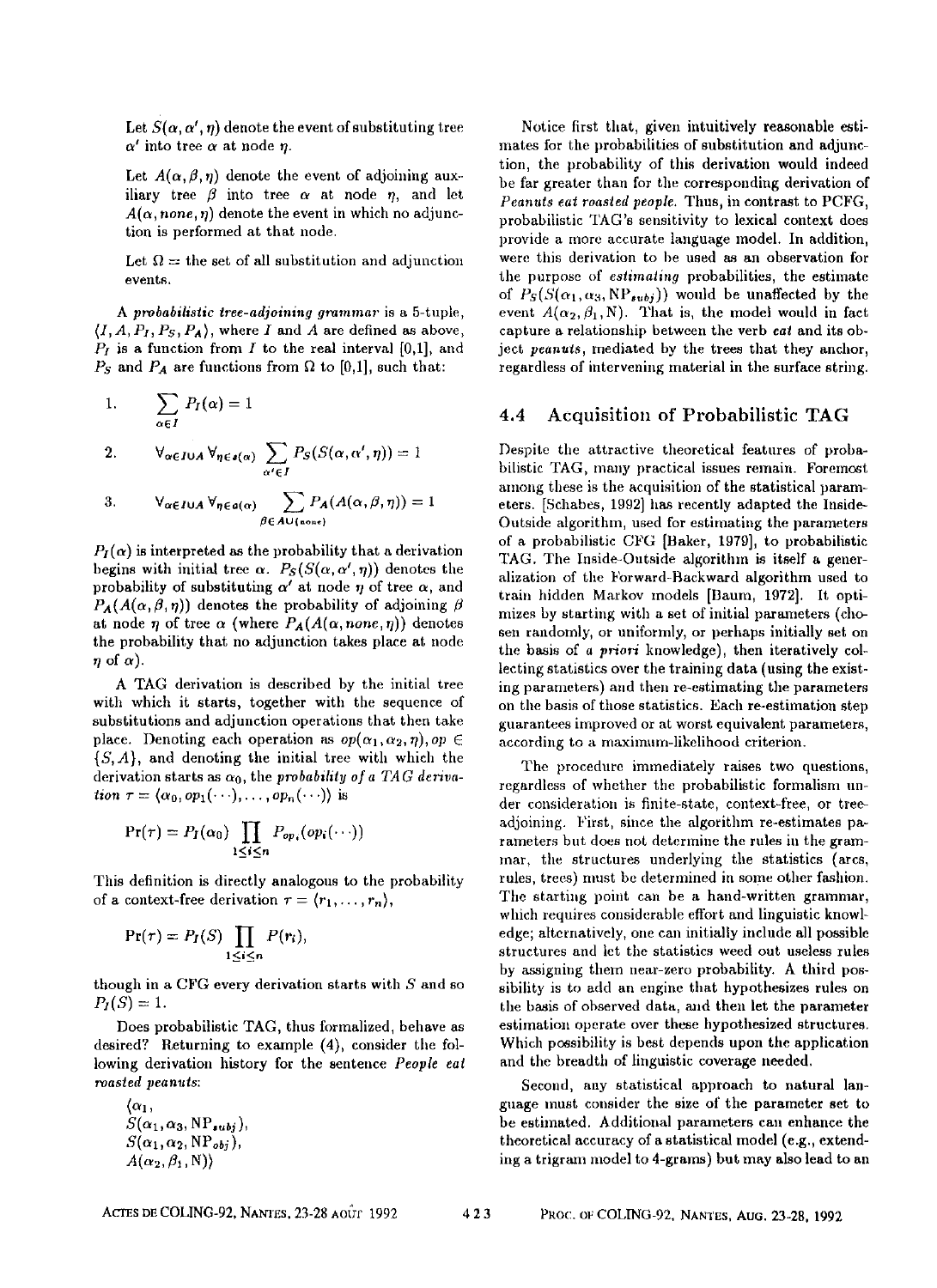Let $S(\alpha, \alpha', \eta)$ denote the event of substituting tree $\alpha'$ into tree $\alpha$ at node $\eta$.

Let $A(\alpha, \beta, \eta)$ denote the event of adjoining auxiliary tree $\beta$ into tree $\alpha$ at node $\eta$, and let $A(\alpha, none, \eta)$ denote the event in which no adjunction is performed at that node.

Let $\Omega$ = the set of all substitution and adjunction events.

A *probabilistic tree-adjoining grammar* is a 5-tuple, $\langle I, A, P_I, P_S, P_A \rangle$, where $I$ and $A$ are defined as above, $P_I$ is a function from $I$ to the real interval [0,1], and $P_S$ and $P_A$ are functions from $\Omega$ to [0,1], such that:

1. $$\sum_{\alpha \in I} P_I(\alpha) = 1$$

2. $$\forall_{\alpha \in I \cup A} \forall_{\eta \in s(\alpha)} \sum_{\alpha' \in I} P_S(S(\alpha, \alpha', \eta)) = 1$$

3. $$\forall_{\alpha \in I \cup A} \forall_{\eta \in a(\alpha)} \sum_{\beta \in A \cup \{none\}} P_A(A(\alpha, \beta, \eta)) = 1$$

$P_I(\alpha)$ is interpreted as the probability that a derivation begins with initial tree $\alpha$. $P_S(S(\alpha, \alpha', \eta))$ denotes the probability of substituting $\alpha'$ at node $\eta$ of tree $\alpha$, and $P_A(A(\alpha, \beta, \eta))$ denotes the probability of adjoining $\beta$ at node $\eta$ of tree $\alpha$ (where $P_A(A(\alpha, none, \eta))$ denotes the probability that no adjunction takes place at node $\eta$ of $\alpha$).

A TAG derivation is described by the initial tree with which it starts, together with the sequence of substitutions and adjunction operations that then take place. Denoting each operation as $op(\alpha_1, \alpha_2, \eta), op \in \{S, A\}$, and denoting the initial tree with which the derivation starts as $\alpha_0$, the *probability of a TAG derivation* $\tau = \langle \alpha_0, op_1(\cdots), \ldots, op_n(\cdots) \rangle$ is

$$\Pr(\tau) = P_I(\alpha_0) \prod_{1 \leq i \leq n} P_{op_i}(op_i(\cdots))$$

This definition is directly analogous to the probability of a context-free derivation $\tau = \langle r_1, \ldots, r_n \rangle$,

$$\Pr(\tau) = P_I(S) \prod_{1 \leq i \leq n} P(r_i),$$

though in a CFG every derivation starts with $S$ and so $P_I(S) = 1$.

Does probabilistic TAG, thus formalized, behave as desired? Returning to example (4), consider the following derivation history for the sentence *People eat roasted peanuts*:

$\langle \alpha_1,$
$S(\alpha_1, \alpha_3, \mathrm{NP}_{subj}),$
$S(\alpha_1, \alpha_2, \mathrm{NP}_{obj}),$
$A(\alpha_2, \beta_1, \mathrm{N}) \rangle$

Notice first that, given intuitively reasonable estimates for the probabilities of substitution and adjunction, the probability of this derivation would indeed be far greater than for the corresponding derivation of *Peanuts eat roasted people*. Thus, in contrast to PCFG, probabilistic TAG's sensitivity to lexical context does provide a more accurate language model. In addition, were this derivation to be used as an observation for the purpose of *estimating* probabilities, the estimate of $P_S(S(\alpha_1, \alpha_3, \mathrm{NP}_{subj}))$ would be unaffected by the event $A(\alpha_2, \beta_1, \mathrm{N})$. That is, the model would in fact capture a relationship between the verb *eat* and its object *peanuts*, mediated by the trees that they anchor, regardless of intervening material in the surface string.

## 4.4 Acquisition of Probabilistic TAG

Despite the attractive theoretical features of probabilistic TAG, many practical issues remain. Foremost among these is the acquisition of the statistical parameters. [Schabes, 1992] has recently adapted the Inside-Outside algorithm, used for estimating the parameters of a probabilistic CFG [Baker, 1979], to probabilistic TAG. The Inside-Outside algorithm is itself a generalization of the Forward-Backward algorithm used to train hidden Markov models [Baum, 1972]. It optimizes by starting with a set of initial parameters (chosen randomly, or uniformly, or perhaps initially set on the basis of *a priori* knowledge), then iteratively collecting statistics over the training data (using the existing parameters) and then re-estimating the parameters on the basis of those statistics. Each re-estimation step guarantees improved or at worst equivalent parameters, according to a maximum-likelihood criterion.

The procedure immediately raises two questions, regardless of whether the probabilistic formalism under consideration is finite-state, context-free, or tree-adjoining. First, since the algorithm re-estimates parameters but does not determine the rules in the grammar, the structures underlying the statistics (arcs, rules, trees) must be determined in some other fashion. The starting point can be a hand-written grammar, which requires considerable effort and linguistic knowledge; alternatively, one can initially include all possible structures and let the statistics weed out useless rules by assigning them near-zero probability. A third possibility is to add an engine that hypothesizes rules on the basis of observed data, and then let the parameter estimation operate over these hypothesized structures. Which possibility is best depends upon the application and the breadth of linguistic coverage needed.

Second, any statistical approach to natural language must consider the size of the parameter set to be estimated. Additional parameters can enhance the theoretical accuracy of a statistical model (e.g., extending a trigram model to 4-grams) but may also lead to an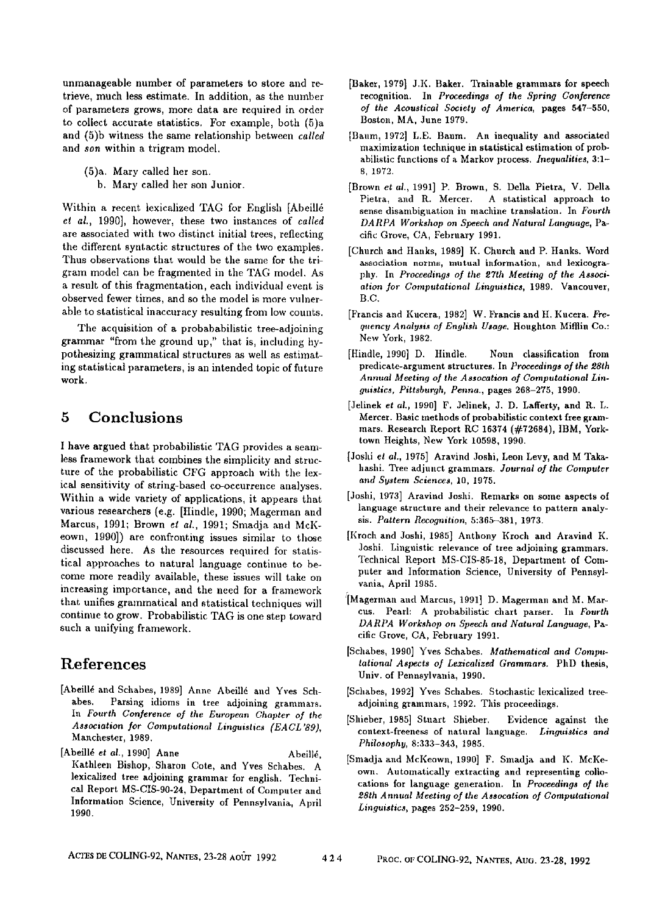unmanageable number of parameters to store and retrieve, much less estimate. In addition, as the number of parameters grows, more data are required in order to collect accurate statistics. For example, both (5)a and (5)b witness the same relationship between *called* and *son* within a trigram model.

(5)a. Mary called her son.
b. Mary called her son Junior.

Within a recent lexicalized TAG for English [Abeillé *et al.*, 1990], however, these two instances of *called* are associated with two distinct initial trees, reflecting the different syntactic structures of the two examples. Thus observations that would be the same for the trigram model can be fragmented in the TAG model. As a result of this fragmentation, each individual event is observed fewer times, and so the model is more vulnerable to statistical inaccuracy resulting from low counts.

The acquisition of a probababilistic tree-adjoining grammar "from the ground up," that is, including hypothesizing grammatical structures as well as estimating statistical parameters, is an intended topic of future work.

## 5 Conclusions

I have argued that probabilistic TAG provides a seamless framework that combines the simplicity and structure of the probabilistic CFG approach with the lexical sensitivity of string-based co-occurrence analyses. Within a wide variety of applications, it appears that various researchers (e.g. [Hindle, 1990; Magerman and Marcus, 1991; Brown *et al.*, 1991; Smadja and McKeown, 1990]) are confronting issues similar to those discussed here. As the resources required for statistical approaches to natural language continue to become more readily available, these issues will take on increasing importance, and the need for a framework that unifies grammatical and statistical techniques will continue to grow. Probabilistic TAG is one step toward such a unifying framework.

## References

[Abeillé and Schabes, 1989] Anne Abeillé and Yves Schabes. Parsing idioms in tree adjoining grammars. In *Fourth Conference of the European Chapter of the Association for Computational Linguistics (EACL'89)*, Manchester, 1989.

[Abeillé *et al.*, 1990] Anne Abeillé, Kathleen Bishop, Sharon Cote, and Yves Schabes. A lexicalized tree adjoining grammar for english. Technical Report MS-CIS-90-24, Department of Computer and Information Science, University of Pennsylvania, April 1990.

[Baker, 1979] J.K. Baker. Trainable grammars for speech recognition. In *Proceedings of the Spring Conference of the Acoustical Society of America*, pages 547–550, Boston, MA, June 1979.

[Baum, 1972] L.E. Baum. An inequality and associated maximization technique in statistical estimation of probabilistic functions of a Markov process. *Inequalities*, 3:1–8, 1972.

[Brown *et al.*, 1991] P. Brown, S. Della Pietra, V. Della Pietra, and R. Mercer. A statistical approach to sense disambiguation in machine translation. In *Fourth DARPA Workshop on Speech and Natural Language*, Pacific Grove, CA, February 1991.

[Church and Hanks, 1989] K. Church and P. Hanks. Word association norms, mutual information, and lexicography. In *Proceedings of the 27th Meeting of the Association for Computational Linguistics*, 1989. Vancouver, B.C.

[Francis and Kucera, 1982] W. Francis and H. Kucera. *Frequency Analysis of English Usage*. Houghton Mifflin Co.: New York, 1982.

[Hindle, 1990] D. Hindle. Noun classification from predicate-argument structures. In *Proceedings of the 28th Annual Meeting of the Assocation of Computational Linguistics, Pittsburgh, Penna.*, pages 268–275, 1990.

[Jelinek *et al.*, 1990] F. Jelinek, J. D. Lafferty, and R. L. Mercer. Basic methods of probabilistic context free grammars. Research Report RC 16374 (#72684), IBM, Yorktown Heights, New York 10598, 1990.

[Joshi *et al.*, 1975] Aravind Joshi, Leon Levy, and M Takahashi. Tree adjunct grammars. *Journal of the Computer and System Sciences*, 10, 1975.

[Joshi, 1973] Aravind Joshi. Remarks on some aspects of language structure and their relevance to pattern analysis. *Pattern Recognition*, 5:365–381, 1973.

[Kroch and Joshi, 1985] Anthony Kroch and Aravind K. Joshi. Linguistic relevance of tree adjoining grammars. Technical Report MS-CIS-85-18, Department of Computer and Information Science, University of Pennsylvania, April 1985.

[Magerman and Marcus, 1991] D. Magerman and M. Marcus. Pearl: A probabilistic chart parser. In *Fourth DARPA Workshop on Speech and Natural Language*, Pacific Grove, CA, February 1991.

[Schabes, 1990] Yves Schabes. *Mathematical and Computational Aspects of Lexicalized Grammars*. PhD thesis, Univ. of Pennsylvania, 1990.

[Schabes, 1992] Yves Schabes. Stochastic lexicalized tree-adjoining grammars, 1992. This proceedings.

[Shieber, 1985] Stuart Shieber. Evidence against the context-freeness of natural language. *Linguistics and Philosophy*, 8:333–343, 1985.

[Smadja and McKeown, 1990] F. Smadja and K. McKeown. Automatically extracting and representing collocations for language generation. In *Proceedings of the 28th Annual Meeting of the Assocation of Computational Linguistics*, pages 252–259, 1990.